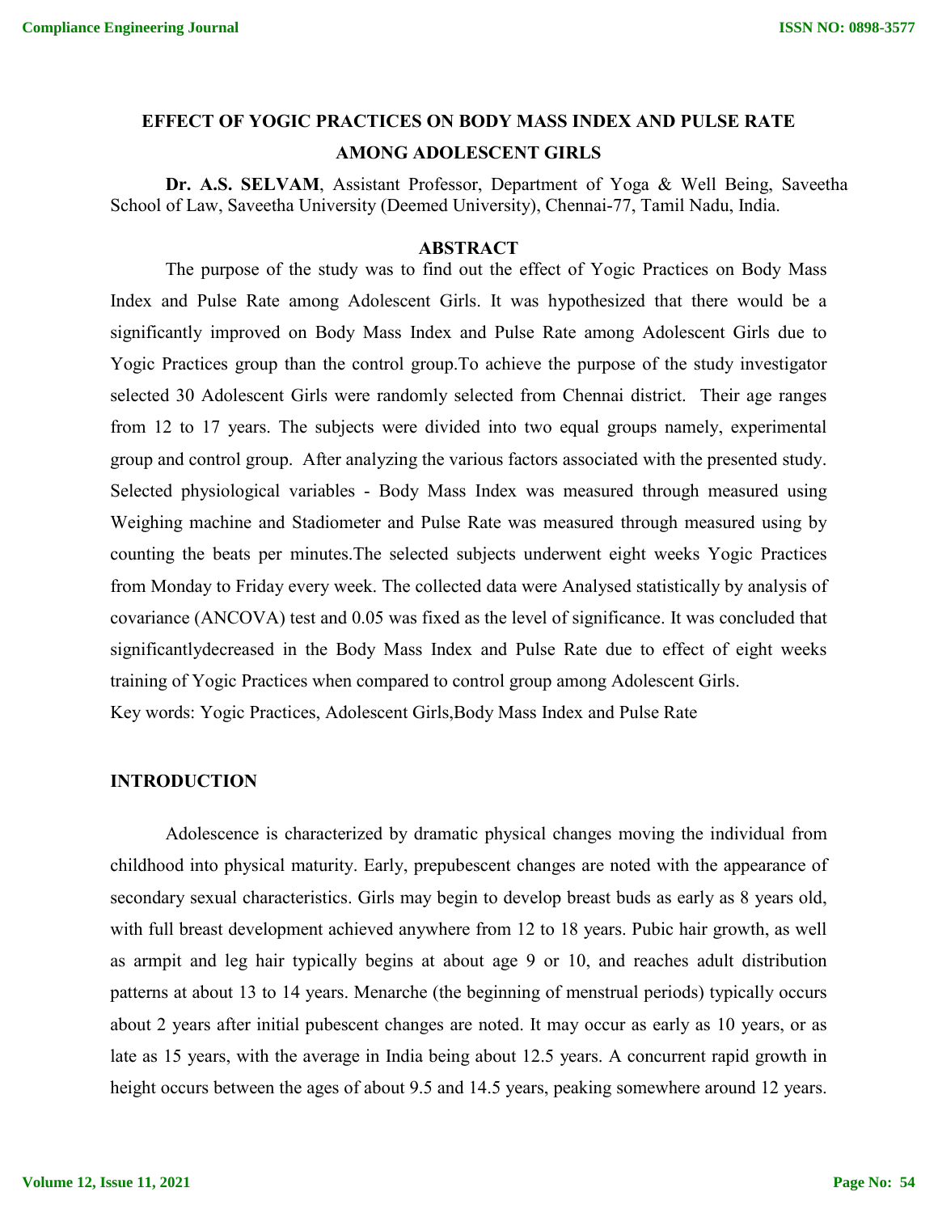# EFFECT OF YOGIC PRACTICES ON BODY MASS INDEX AND PULSE RATE AMONG ADOLESCENT GIRLS

**Dr. A.S. SELVAM**, Assistant Professor, Department of Yoga & Well Being, Saveetha School of Law, Saveetha University (Deemed University), Chennai-77, Tamil Nadu, India.

## ABSTRACT

The purpose of the study was to find out the effect of Yogic Practices on Body Mass Index and Pulse Rate among Adolescent Girls. It was hypothesized that there would be a significantly improved on Body Mass Index and Pulse Rate among Adolescent Girls due to Yogic Practices group than the control group.To achieve the purpose of the study investigator selected 30 Adolescent Girls were randomly selected from Chennai district. Their age ranges from 12 to 17 years. The subjects were divided into two equal groups namely, experimental group and control group. After analyzing the various factors associated with the presented study. Selected physiological variables - Body Mass Index was measured through measured using Weighing machine and Stadiometer and Pulse Rate was measured through measured using by counting the beats per minutes.The selected subjects underwent eight weeks Yogic Practices from Monday to Friday every week. The collected data were Analysed statistically by analysis of covariance (ANCOVA) test and 0.05 was fixed as the level of significance. It was concluded that significantlydecreased in the Body Mass Index and Pulse Rate due to effect of eight weeks training of Yogic Practices when compared to control group among Adolescent Girls.

Key words: Yogic Practices, Adolescent Girls,Body Mass Index and Pulse Rate

## INTRODUCTION

Adolescence is characterized by dramatic physical changes moving the individual from childhood into physical maturity. Early, prepubescent changes are noted with the appearance of secondary sexual characteristics. Girls may begin to develop breast buds as early as 8 years old, with full breast development achieved anywhere from 12 to 18 years. Pubic hair growth, as well as armpit and leg hair typically begins at about age 9 or 10, and reaches adult distribution patterns at about 13 to 14 years. Menarche (the beginning of menstrual periods) typically occurs about 2 years after initial pubescent changes are noted. It may occur as early as 10 years, or as late as 15 years, with the average in India being about 12.5 years. A concurrent rapid growth in height occurs between the ages of about 9.5 and 14.5 years, peaking somewhere around 12 years.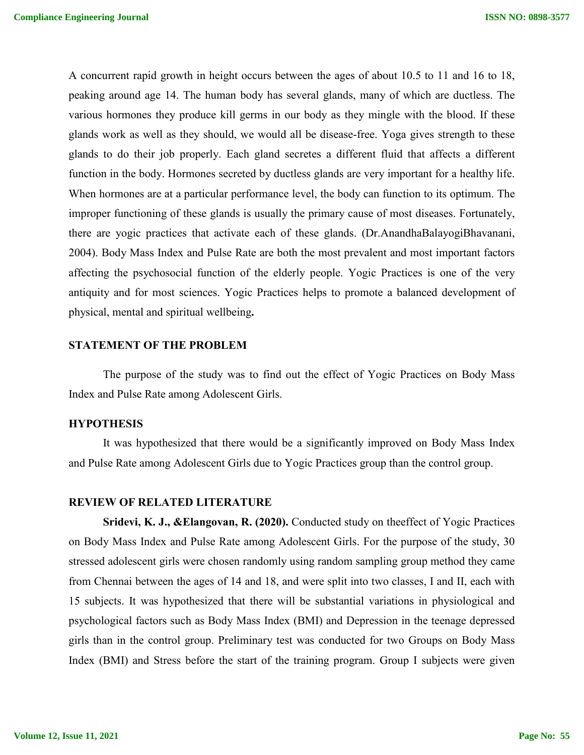A concurrent rapid growth in height occurs between the ages of about 10.5 to 11 and 16 to 18, peaking around age 14. The human body has several glands, many of which are ductless. The various hormones they produce kill germs in our body as they mingle with the blood. If these glands work as well as they should, we would all be disease-free. Yoga gives strength to these glands to do their job properly. Each gland secretes a different fluid that affects a different function in the body. Hormones secreted by ductless glands are very important for a healthy life. When hormones are at a particular performance level, the body can function to its optimum. The improper functioning of these glands is usually the primary cause of most diseases. Fortunately, there are yogic practices that activate each of these glands. (Dr.AnandhaBalayogiBhavanani, 2004). Body Mass Index and Pulse Rate are both the most prevalent and most important factors affecting the psychosocial function of the elderly people. Yogic Practices is one of the very antiquity and for most sciences. Yogic Practices helps to promote a balanced development of physical, mental and spiritual wellbeing**.**

## STATEMENT OF THE PROBLEM

The purpose of the study was to find out the effect of Yogic Practices on Body Mass Index and Pulse Rate among Adolescent Girls.

## HYPOTHESIS

It was hypothesized that there would be a significantly improved on Body Mass Index and Pulse Rate among Adolescent Girls due to Yogic Practices group than the control group.

## REVIEW OF RELATED LITERATURE

**Sridevi, K. J., &Elangovan, R. (2020).** Conducted study on theeffect of Yogic Practices on Body Mass Index and Pulse Rate among Adolescent Girls. For the purpose of the study, 30 stressed adolescent girls were chosen randomly using random sampling group method they came from Chennai between the ages of 14 and 18, and were split into two classes, I and II, each with 15 subjects. It was hypothesized that there will be substantial variations in physiological and psychological factors such as Body Mass Index (BMI) and Depression in the teenage depressed girls than in the control group. Preliminary test was conducted for two Groups on Body Mass Index (BMI) and Stress before the start of the training program. Group I subjects were given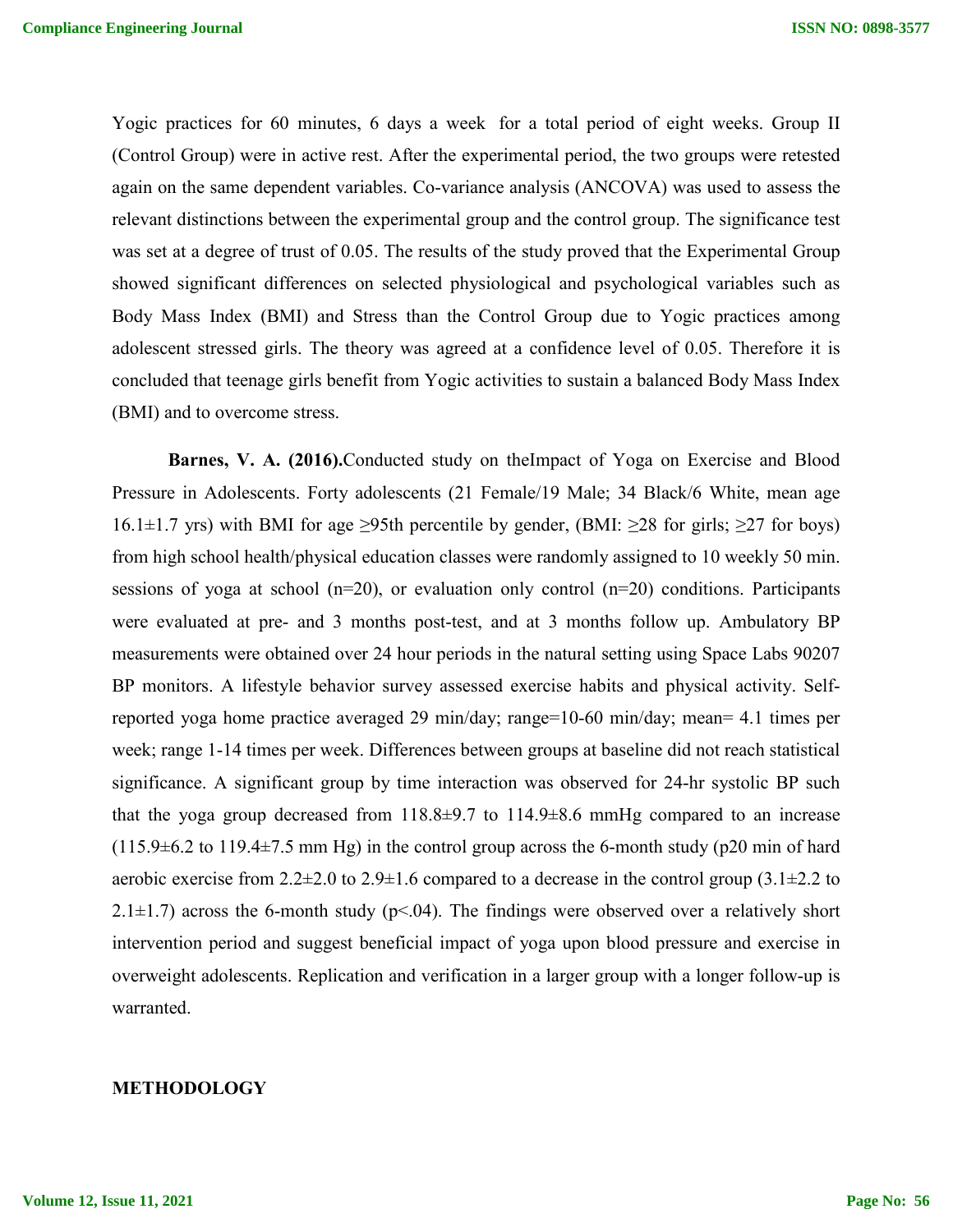Yogic practices for 60 minutes, 6 days a week for a total period of eight weeks. Group II (Control Group) were in active rest. After the experimental period, the two groups were retested again on the same dependent variables. Co-variance analysis (ANCOVA) was used to assess the relevant distinctions between the experimental group and the control group. The significance test was set at a degree of trust of 0.05. The results of the study proved that the Experimental Group showed significant differences on selected physiological and psychological variables such as Body Mass Index (BMI) and Stress than the Control Group due to Yogic practices among adolescent stressed girls. The theory was agreed at a confidence level of 0.05. Therefore it is concluded that teenage girls benefit from Yogic activities to sustain a balanced Body Mass Index (BMI) and to overcome stress.

**Barnes, V. A. (2016).**Conducted study on theImpact of Yoga on Exercise and Blood Pressure in Adolescents. Forty adolescents (21 Female/19 Male; 34 Black/6 White, mean age 16.1±1.7 yrs) with BMI for age ≥95th percentile by gender, (BMI: ≥28 for girls; ≥27 for boys) from high school health/physical education classes were randomly assigned to 10 weekly 50 min. sessions of yoga at school (n=20), or evaluation only control (n=20) conditions. Participants were evaluated at pre- and 3 months post-test, and at 3 months follow up. Ambulatory BP measurements were obtained over 24 hour periods in the natural setting using Space Labs 90207 BP monitors. A lifestyle behavior survey assessed exercise habits and physical activity. Self-reported yoga home practice averaged 29 min/day; range=10-60 min/day; mean= 4.1 times per week; range 1-14 times per week. Differences between groups at baseline did not reach statistical significance. A significant group by time interaction was observed for 24-hr systolic BP such that the yoga group decreased from 118.8±9.7 to 114.9±8.6 mmHg compared to an increase (115.9±6.2 to 119.4±7.5 mm Hg) in the control group across the 6-month study (p20 min of hard aerobic exercise from 2.2±2.0 to 2.9±1.6 compared to a decrease in the control group (3.1±2.2 to 2.1±1.7) across the 6-month study ($p<.04$). The findings were observed over a relatively short intervention period and suggest beneficial impact of yoga upon blood pressure and exercise in overweight adolescents. Replication and verification in a larger group with a longer follow-up is warranted.

## METHODOLOGY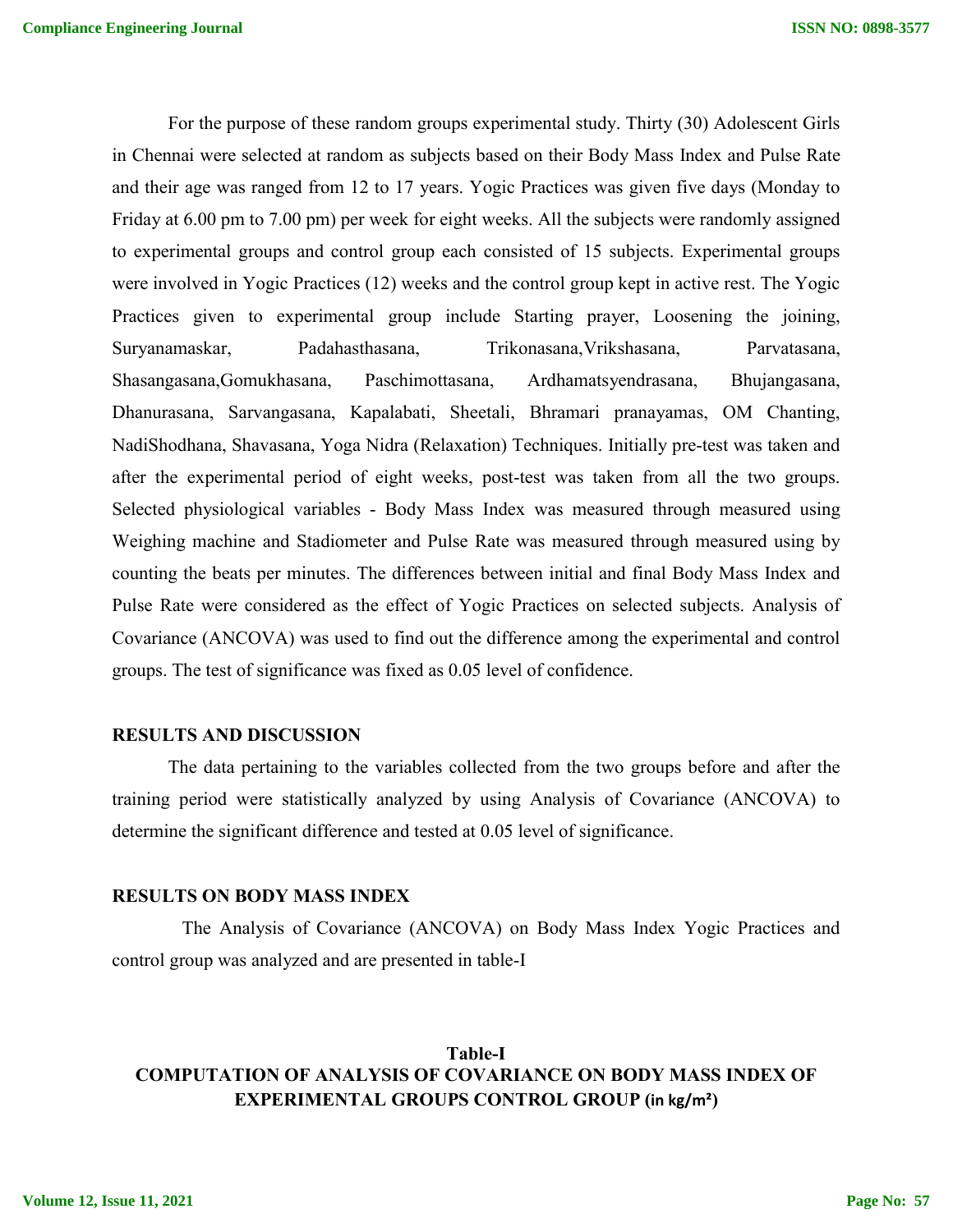For the purpose of these random groups experimental study. Thirty (30) Adolescent Girls in Chennai were selected at random as subjects based on their Body Mass Index and Pulse Rate and their age was ranged from 12 to 17 years. Yogic Practices was given five days (Monday to Friday at 6.00 pm to 7.00 pm) per week for eight weeks. All the subjects were randomly assigned to experimental groups and control group each consisted of 15 subjects. Experimental groups were involved in Yogic Practices (12) weeks and the control group kept in active rest. The Yogic Practices given to experimental group include Starting prayer, Loosening the joining, Suryanamaskar, Padahasthasana, Trikonasana,Vrikshasana, Parvatasana, Shasangasana,Gomukhasana, Paschimottasana, Ardhamatsyendrasana, Bhujangasana, Dhanurasana, Sarvangasana, Kapalabati, Sheetali, Bhramari pranayamas, OM Chanting, NadiShodhana, Shavasana, Yoga Nidra (Relaxation) Techniques. Initially pre-test was taken and after the experimental period of eight weeks, post-test was taken from all the two groups. Selected physiological variables - Body Mass Index was measured through measured using Weighing machine and Stadiometer and Pulse Rate was measured through measured using by counting the beats per minutes. The differences between initial and final Body Mass Index and Pulse Rate were considered as the effect of Yogic Practices on selected subjects. Analysis of Covariance (ANCOVA) was used to find out the difference among the experimental and control groups. The test of significance was fixed as 0.05 level of confidence.

## RESULTS AND DISCUSSION

The data pertaining to the variables collected from the two groups before and after the training period were statistically analyzed by using Analysis of Covariance (ANCOVA) to determine the significant difference and tested at 0.05 level of significance.

## RESULTS ON BODY MASS INDEX

The Analysis of Covariance (ANCOVA) on Body Mass Index Yogic Practices and control group was analyzed and are presented in table-I

**Table-I**

**COMPUTATION OF ANALYSIS OF COVARIANCE ON BODY MASS INDEX OF EXPERIMENTAL GROUPS CONTROL GROUP (in kg/m²)**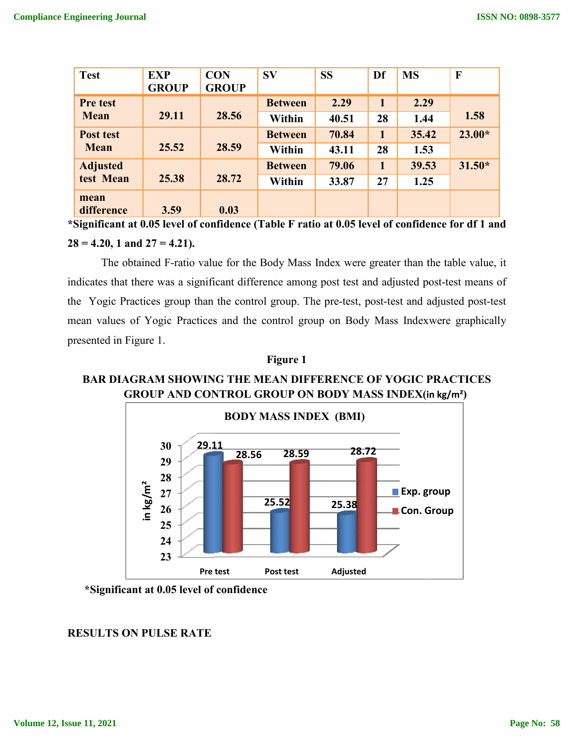| Test | EXP GROUP | CON GROUP | SV | SS | Df | MS | F |
|---|---|---|---|---|---|---|---|
| Pre test Mean | 29.11 | 28.56 | Between | 2.29 | 1 | 2.29 | 1.58 |
| | | | Within | 40.51 | 28 | 1.44 | |
| Post test Mean | 25.52 | 28.59 | Between | 70.84 | 1 | 35.42 | 23.00* |
| | | | Within | 43.11 | 28 | 1.53 | |
| Adjusted test Mean | 25.38 | 28.72 | Between | 79.06 | 1 | 39.53 | 31.50* |
| | | | Within | 33.87 | 27 | 1.25 | |
| mean difference | 3.59 | 0.03 | | | | | |

**\*Significant at 0.05 level of confidence (Table F ratio at 0.05 level of confidence for df 1 and 28 = 4.20, 1 and 27 = 4.21).**

The obtained F-ratio value for the Body Mass Index were greater than the table value, it indicates that there was a significant difference among post test and adjusted post-test means of the Yogic Practices group than the control group. The pre-test, post-test and adjusted post-test mean values of Yogic Practices and the control group on Body Mass Indexwere graphically presented in Figure 1.

**Figure 1**

**BAR DIAGRAM SHOWING THE MEAN DIFFERENCE OF YOGIC PRACTICES GROUP AND CONTROL GROUP ON BODY MASS INDEX(in kg/m²)**

**BODY MASS INDEX (BMI)**

| | Pre test | Post test | Adjusted |
|---|---|---|---|
| Exp. group | 29.11 | 25.52 | 25.38 |
| Con. Group | 28.56 | 28.59 | 28.72 |

**\*Significant at 0.05 level of confidence**

**RESULTS ON PULSE RATE**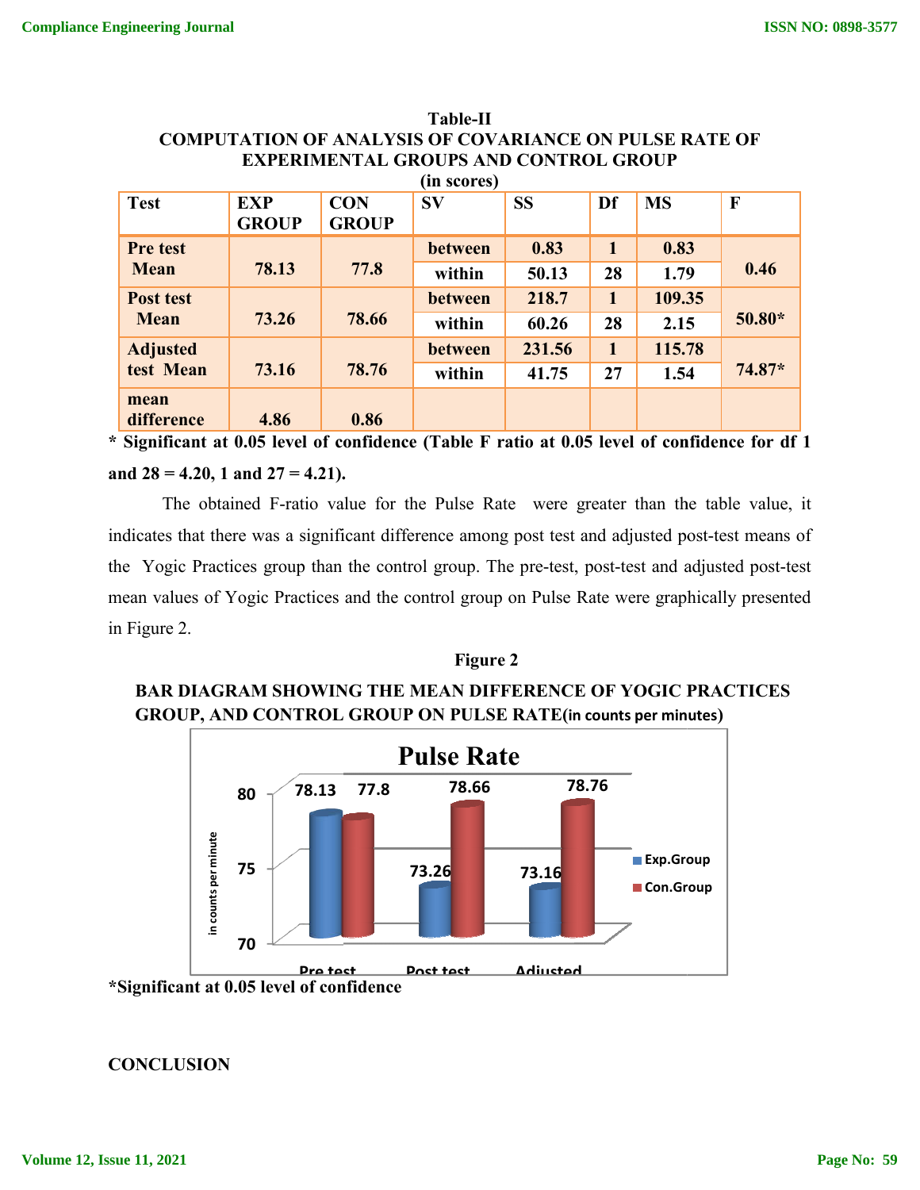**Table-II**
**COMPUTATION OF ANALYSIS OF COVARIANCE ON PULSE RATE OF EXPERIMENTAL GROUPS AND CONTROL GROUP**
**(in scores)**

| Test | EXP GROUP | CON GROUP | SV | SS | Df | MS | F |
|---|---|---|---|---|---|---|---|
| Pre test Mean | 78.13 | 77.8 | between | 0.83 | 1 | 0.83 | 0.46 |
| | | | within | 50.13 | 28 | 1.79 | |
| Post test Mean | 73.26 | 78.66 | between | 218.7 | 1 | 109.35 | 50.80* |
| | | | within | 60.26 | 28 | 2.15 | |
| Adjusted test Mean | 73.16 | 78.76 | between | 231.56 | 1 | 115.78 | 74.87* |
| | | | within | 41.75 | 27 | 1.54 | |
| mean difference | 4.86 | 0.86 | | | | | |

**\* Significant at 0.05 level of confidence (Table F ratio at 0.05 level of confidence for df 1 and 28 = 4.20, 1 and 27 = 4.21).**

The obtained F-ratio value for the Pulse Rate were greater than the table value, it indicates that there was a significant difference among post test and adjusted post-test means of the Yogic Practices group than the control group. The pre-test, post-test and adjusted post-test mean values of Yogic Practices and the control group on Pulse Rate were graphically presented in Figure 2.

**Figure 2**

**BAR DIAGRAM SHOWING THE MEAN DIFFERENCE OF YOGIC PRACTICES GROUP, AND CONTROL GROUP ON PULSE RATE(in counts per minutes)**

**\*Significant at 0.05 level of confidence**

## CONCLUSION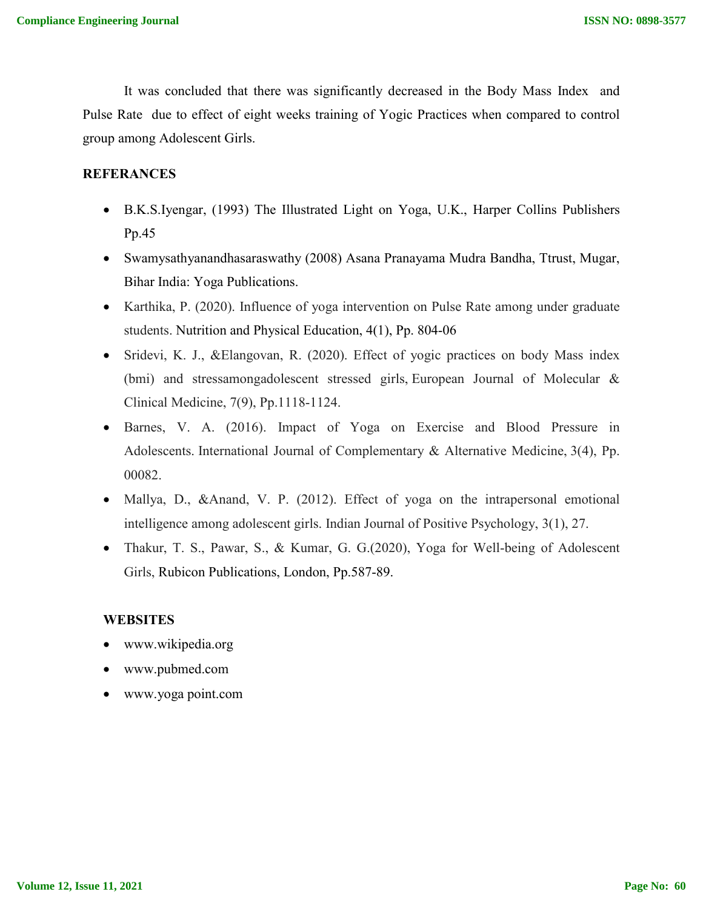It was concluded that there was significantly decreased in the Body Mass Index and Pulse Rate due to effect of eight weeks training of Yogic Practices when compared to control group among Adolescent Girls.

**REFERANCES**

- B.K.S.Iyengar, (1993) The Illustrated Light on Yoga, U.K., Harper Collins Publishers Pp.45
- Swamysathyanandhasaraswathy (2008) Asana Pranayama Mudra Bandha, Ttrust, Mugar, Bihar India: Yoga Publications.
- Karthika, P. (2020). Influence of yoga intervention on Pulse Rate among under graduate students. Nutrition and Physical Education, 4(1), Pp. 804-06
- Sridevi, K. J., &Elangovan, R. (2020). Effect of yogic practices on body Mass index (bmi) and stressamongadolescent stressed girls, European Journal of Molecular & Clinical Medicine, 7(9), Pp.1118-1124.
- Barnes, V. A. (2016). Impact of Yoga on Exercise and Blood Pressure in Adolescents. International Journal of Complementary & Alternative Medicine, 3(4), Pp. 00082.
- Mallya, D., &Anand, V. P. (2012). Effect of yoga on the intrapersonal emotional intelligence among adolescent girls. Indian Journal of Positive Psychology, 3(1), 27.
- Thakur, T. S., Pawar, S., & Kumar, G. G.(2020), Yoga for Well-being of Adolescent Girls, Rubicon Publications, London, Pp.587-89.

**WEBSITES**

- www.wikipedia.org
- www.pubmed.com
- www.yoga point.com